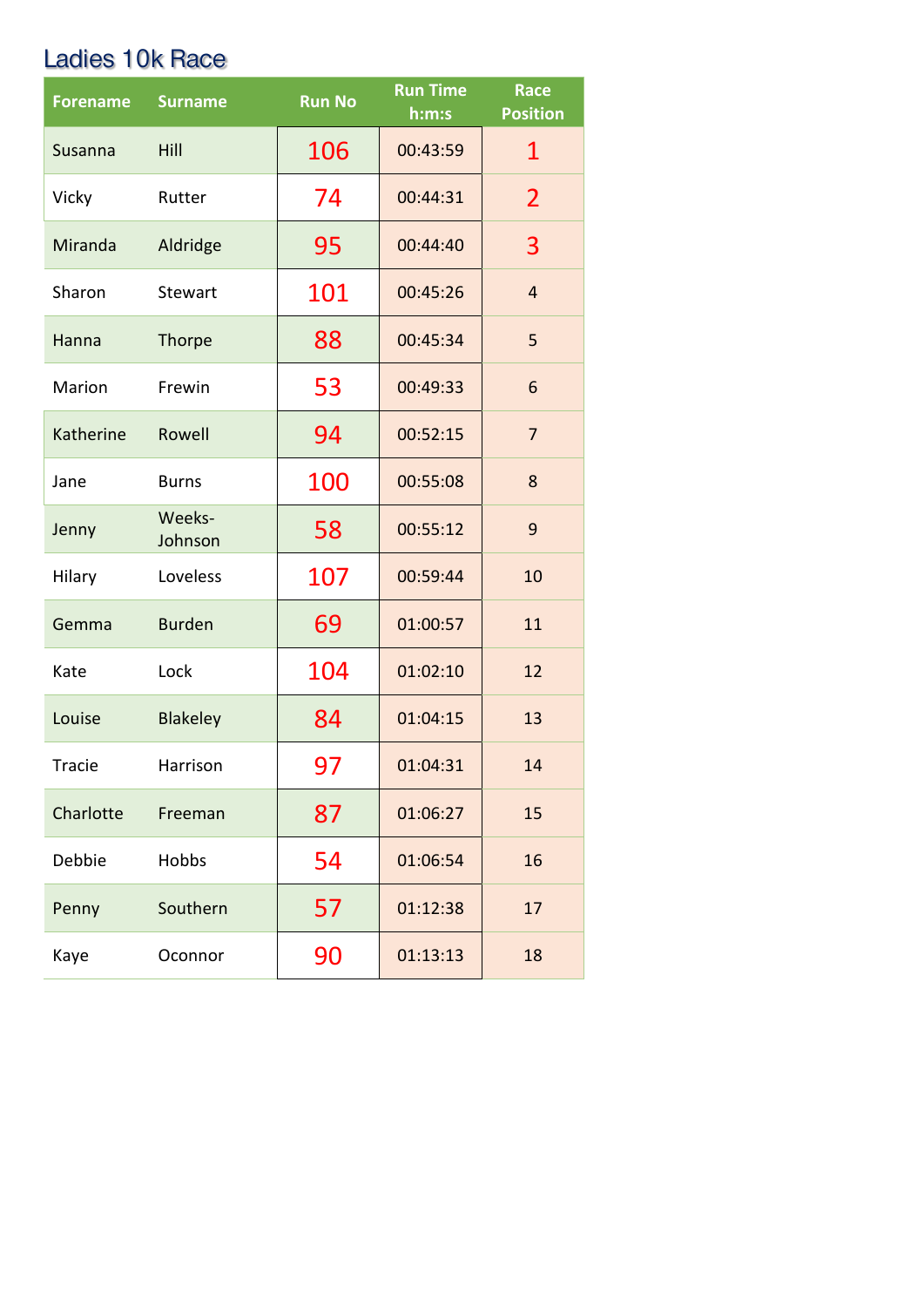## Ladies 10k Race

| Forename | Surname | Run No | Run Time h:m:s | Race Position |
|---|---|---|---|---|
| Susanna | Hill | 106 | 00:43:59 | 1 |
| Vicky | Rutter | 74 | 00:44:31 | 2 |
| Miranda | Aldridge | 95 | 00:44:40 | 3 |
| Sharon | Stewart | 101 | 00:45:26 | 4 |
| Hanna | Thorpe | 88 | 00:45:34 | 5 |
| Marion | Frewin | 53 | 00:49:33 | 6 |
| Katherine | Rowell | 94 | 00:52:15 | 7 |
| Jane | Burns | 100 | 00:55:08 | 8 |
| Jenny | Weeks-Johnson | 58 | 00:55:12 | 9 |
| Hilary | Loveless | 107 | 00:59:44 | 10 |
| Gemma | Burden | 69 | 01:00:57 | 11 |
| Kate | Lock | 104 | 01:02:10 | 12 |
| Louise | Blakeley | 84 | 01:04:15 | 13 |
| Tracie | Harrison | 97 | 01:04:31 | 14 |
| Charlotte | Freeman | 87 | 01:06:27 | 15 |
| Debbie | Hobbs | 54 | 01:06:54 | 16 |
| Penny | Southern | 57 | 01:12:38 | 17 |
| Kaye | Oconnor | 90 | 01:13:13 | 18 |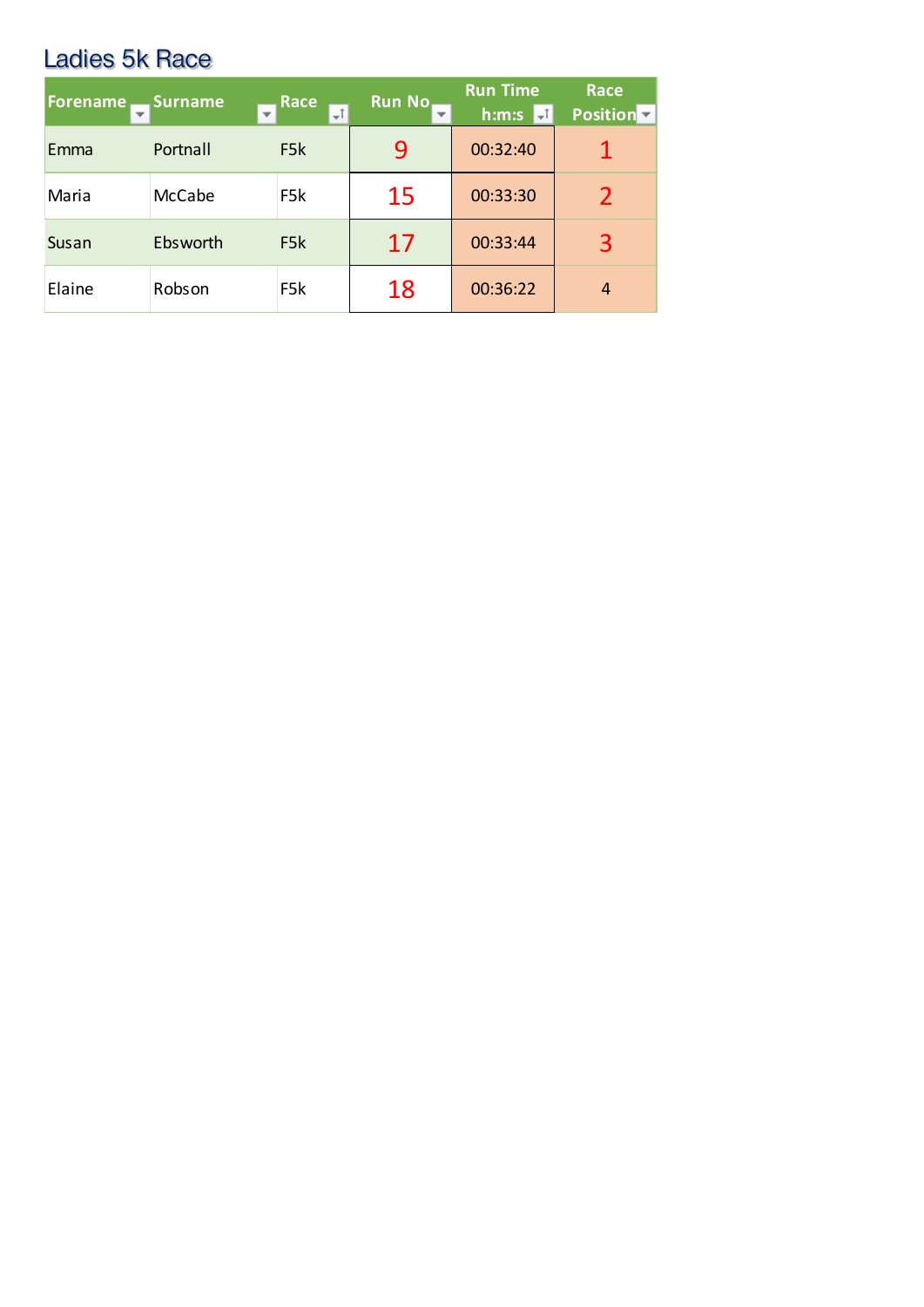## Ladies 5k Race

| Forename | Surname | Race | Run No | Run Time h:m:s | Race Position |
|---|---|---|---|---|---|
| Emma | Portnall | F5k | 9 | 00:32:40 | 1 |
| Maria | McCabe | F5k | 15 | 00:33:30 | 2 |
| Susan | Ebsworth | F5k | 17 | 00:33:44 | 3 |
| Elaine | Robson | F5k | 18 | 00:36:22 | 4 |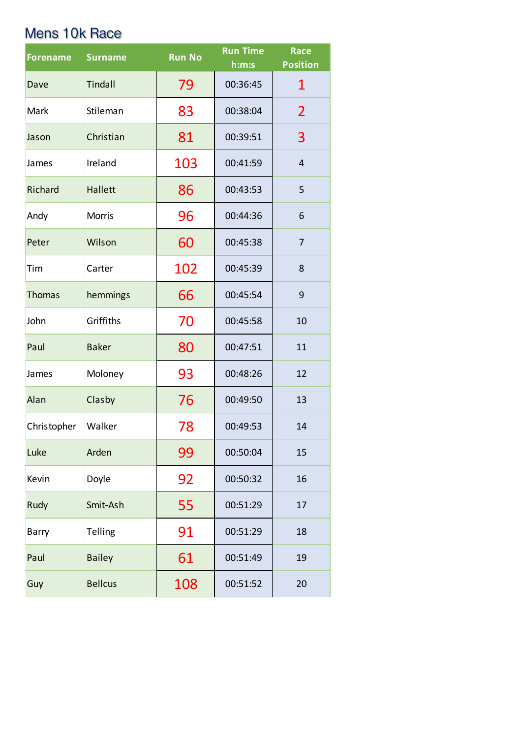## Mens 10k Race

| Forename | Surname | Run No | Run Time h:m:s | Race Position |
|---|---|---|---|---|
| Dave | Tindall | 79 | 00:36:45 | 1 |
| Mark | Stileman | 83 | 00:38:04 | 2 |
| Jason | Christian | 81 | 00:39:51 | 3 |
| James | Ireland | 103 | 00:41:59 | 4 |
| Richard | Hallett | 86 | 00:43:53 | 5 |
| Andy | Morris | 96 | 00:44:36 | 6 |
| Peter | Wilson | 60 | 00:45:38 | 7 |
| Tim | Carter | 102 | 00:45:39 | 8 |
| Thomas | hemmings | 66 | 00:45:54 | 9 |
| John | Griffiths | 70 | 00:45:58 | 10 |
| Paul | Baker | 80 | 00:47:51 | 11 |
| James | Moloney | 93 | 00:48:26 | 12 |
| Alan | Clasby | 76 | 00:49:50 | 13 |
| Christopher | Walker | 78 | 00:49:53 | 14 |
| Luke | Arden | 99 | 00:50:04 | 15 |
| Kevin | Doyle | 92 | 00:50:32 | 16 |
| Rudy | Smit-Ash | 55 | 00:51:29 | 17 |
| Barry | Telling | 91 | 00:51:29 | 18 |
| Paul | Bailey | 61 | 00:51:49 | 19 |
| Guy | Bellcus | 108 | 00:51:52 | 20 |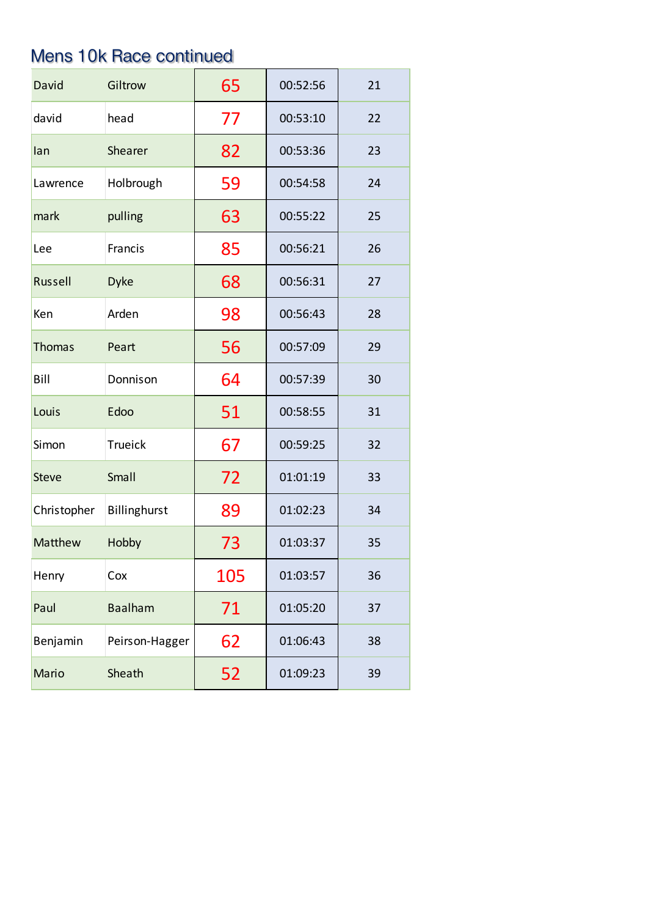## Mens 10k Race continued

| | | | | |
|---|---|---|---|---|
| David | Giltrow | 65 | 00:52:56 | 21 |
| david | head | 77 | 00:53:10 | 22 |
| Ian | Shearer | 82 | 00:53:36 | 23 |
| Lawrence | Holbrough | 59 | 00:54:58 | 24 |
| mark | pulling | 63 | 00:55:22 | 25 |
| Lee | Francis | 85 | 00:56:21 | 26 |
| Russell | Dyke | 68 | 00:56:31 | 27 |
| Ken | Arden | 98 | 00:56:43 | 28 |
| Thomas | Peart | 56 | 00:57:09 | 29 |
| Bill | Donnison | 64 | 00:57:39 | 30 |
| Louis | Edoo | 51 | 00:58:55 | 31 |
| Simon | Trueick | 67 | 00:59:25 | 32 |
| Steve | Small | 72 | 01:01:19 | 33 |
| Christopher | Billinghurst | 89 | 01:02:23 | 34 |
| Matthew | Hobby | 73 | 01:03:37 | 35 |
| Henry | Cox | 105 | 01:03:57 | 36 |
| Paul | Baalham | 71 | 01:05:20 | 37 |
| Benjamin | Peirson-Hagger | 62 | 01:06:43 | 38 |
| Mario | Sheath | 52 | 01:09:23 | 39 |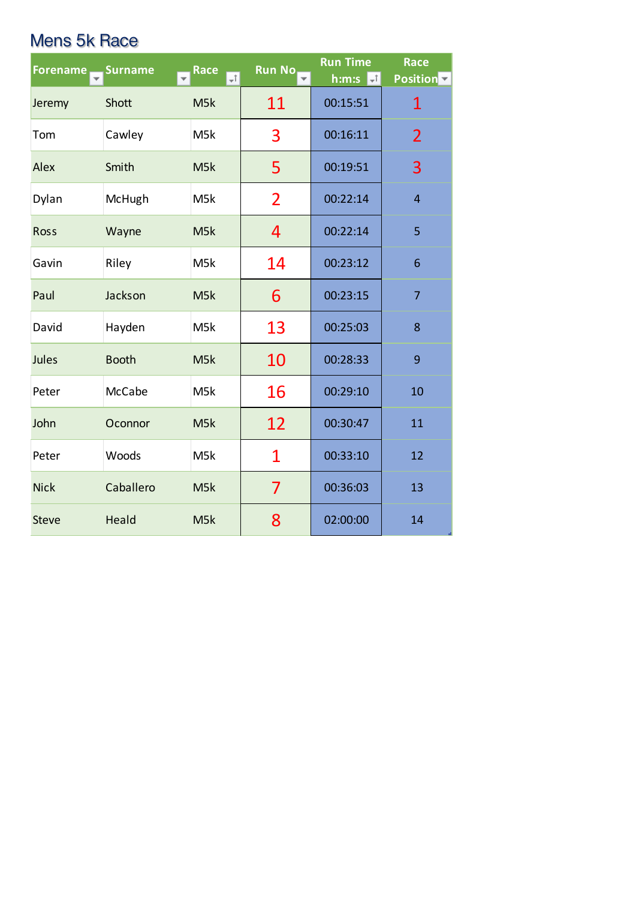# Mens 5k Race

| Forename | Surname | Race | Run No | Run Time h:m:s | Race Position |
|---|---|---|---|---|---|
| Jeremy | Shott | M5k | 11 | 00:15:51 | 1 |
| Tom | Cawley | M5k | 3 | 00:16:11 | 2 |
| Alex | Smith | M5k | 5 | 00:19:51 | 3 |
| Dylan | McHugh | M5k | 2 | 00:22:14 | 4 |
| Ross | Wayne | M5k | 4 | 00:22:14 | 5 |
| Gavin | Riley | M5k | 14 | 00:23:12 | 6 |
| Paul | Jackson | M5k | 6 | 00:23:15 | 7 |
| David | Hayden | M5k | 13 | 00:25:03 | 8 |
| Jules | Booth | M5k | 10 | 00:28:33 | 9 |
| Peter | McCabe | M5k | 16 | 00:29:10 | 10 |
| John | Oconnor | M5k | 12 | 00:30:47 | 11 |
| Peter | Woods | M5k | 1 | 00:33:10 | 12 |
| Nick | Caballero | M5k | 7 | 00:36:03 | 13 |
| Steve | Heald | M5k | 8 | 02:00:00 | 14 |